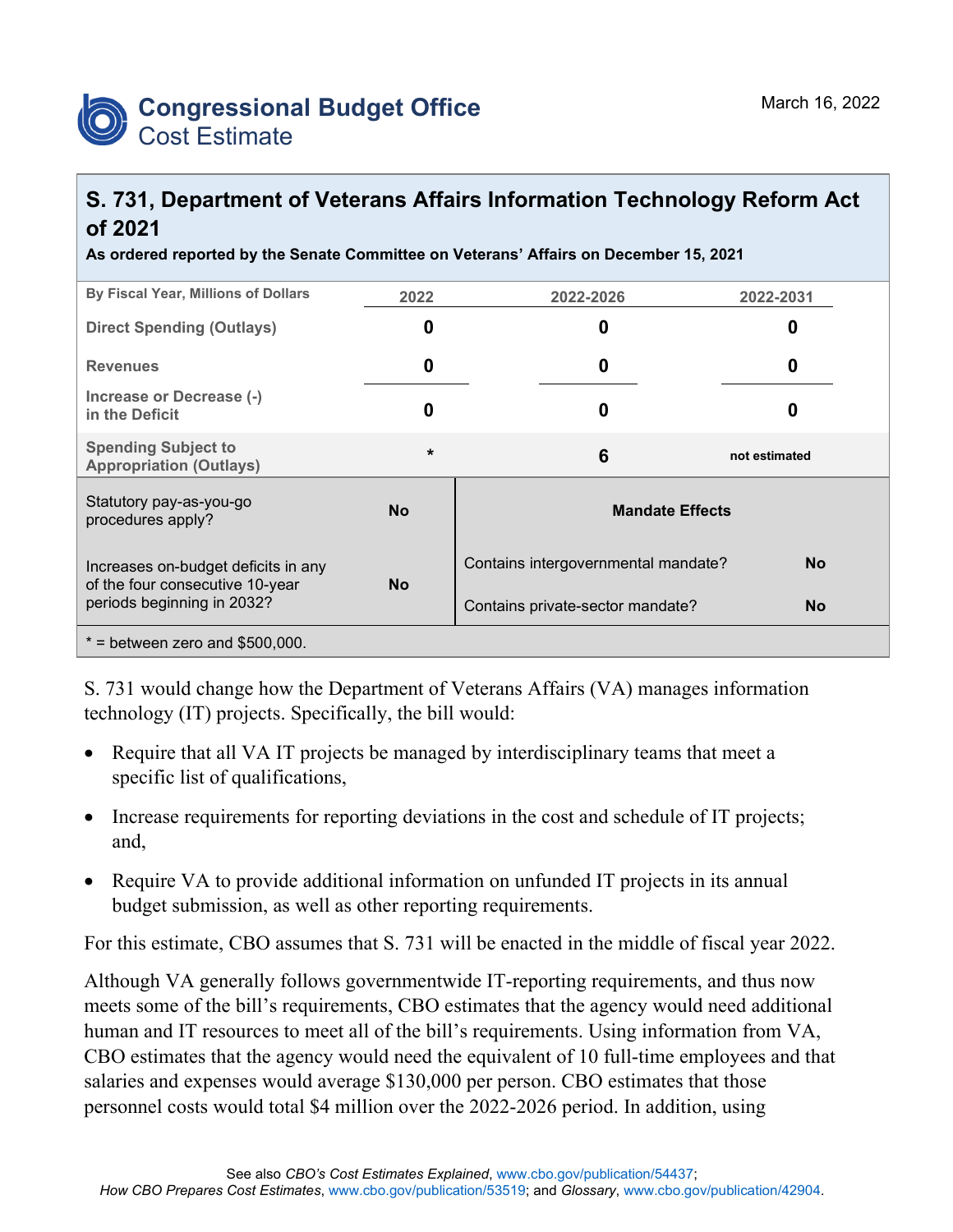Congressional Budget Office
Cost Estimate

March 16, 2022

# S. 731, Department of Veterans Affairs Information Technology Reform Act of 2021

**As ordered reported by the Senate Committee on Veterans' Affairs on December 15, 2021**

| By Fiscal Year, Millions of Dollars | 2022 | 2022-2026 | 2022-2031 |
|---|---|---|---|
| Direct Spending (Outlays) | 0 | 0 | 0 |
| Revenues | 0 | 0 | 0 |
| Increase or Decrease (-) in the Deficit | 0 | 0 | 0 |
| Spending Subject to Appropriation (Outlays) | * | 6 | not estimated |

| | | Mandate Effects | |
|---|---|---|---|
| Statutory pay-as-you-go procedures apply? | No | Contains intergovernmental mandate? | No |
| Increases on-budget deficits in any of the four consecutive 10-year periods beginning in 2032? | No | Contains private-sector mandate? | No |

* = between zero and $500,000.

S. 731 would change how the Department of Veterans Affairs (VA) manages information technology (IT) projects. Specifically, the bill would:

- Require that all VA IT projects be managed by interdisciplinary teams that meet a specific list of qualifications,
- Increase requirements for reporting deviations in the cost and schedule of IT projects; and,
- Require VA to provide additional information on unfunded IT projects in its annual budget submission, as well as other reporting requirements.

For this estimate, CBO assumes that S. 731 will be enacted in the middle of fiscal year 2022.

Although VA generally follows governmentwide IT-reporting requirements, and thus now meets some of the bill's requirements, CBO estimates that the agency would need additional human and IT resources to meet all of the bill's requirements. Using information from VA, CBO estimates that the agency would need the equivalent of 10 full-time employees and that salaries and expenses would average $130,000 per person. CBO estimates that those personnel costs would total $4 million over the 2022-2026 period. In addition, using

See also *CBO's Cost Estimates Explained*, www.cbo.gov/publication/54437; *How CBO Prepares Cost Estimates*, www.cbo.gov/publication/53519; and *Glossary*, www.cbo.gov/publication/42904.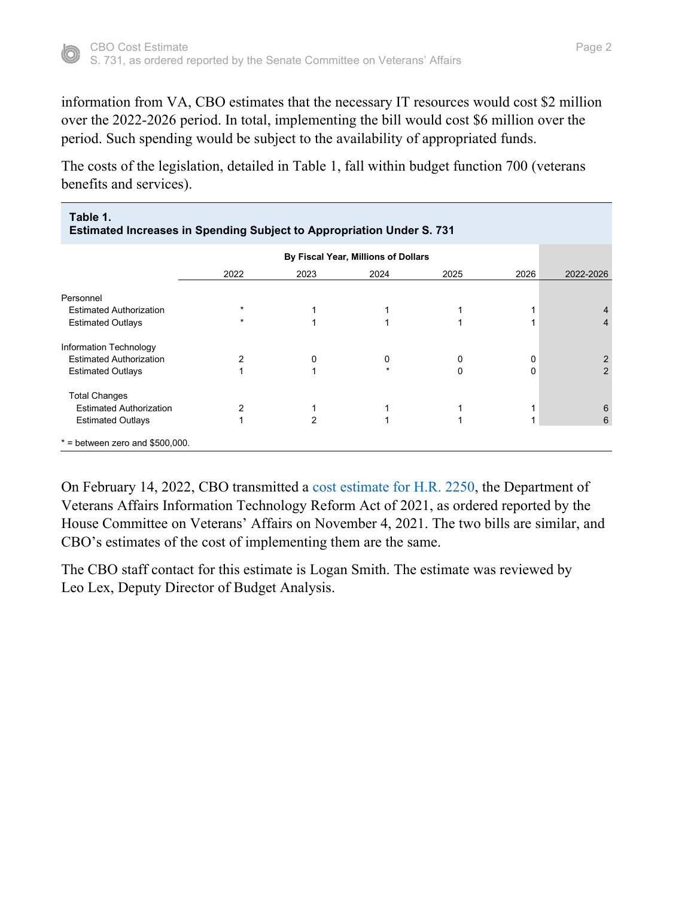information from VA, CBO estimates that the necessary IT resources would cost $2 million over the 2022-2026 period. In total, implementing the bill would cost $6 million over the period. Such spending would be subject to the availability of appropriated funds.

The costs of the legislation, detailed in Table 1, fall within budget function 700 (veterans benefits and services).

**Table 1.**
**Estimated Increases in Spending Subject to Appropriation Under S. 731**

| | By Fiscal Year, Millions of Dollars | | | | | |
|---|---|---|---|---|---|---|
| | 2022 | 2023 | 2024 | 2025 | 2026 | 2022-2026 |
| **Personnel** | | | | | | |
| Estimated Authorization | * | 1 | 1 | 1 | 1 | 4 |
| Estimated Outlays | * | 1 | 1 | 1 | 1 | 4 |
| **Information Technology** | | | | | | |
| Estimated Authorization | 2 | 0 | 0 | 0 | 0 | 2 |
| Estimated Outlays | 1 | 1 | * | 0 | 0 | 2 |
| **Total Changes** | | | | | | |
| Estimated Authorization | 2 | 1 | 1 | 1 | 1 | 6 |
| Estimated Outlays | 1 | 2 | 1 | 1 | 1 | 6 |

* = between zero and $500,000.

On February 14, 2022, CBO transmitted a cost estimate for H.R. 2250, the Department of Veterans Affairs Information Technology Reform Act of 2021, as ordered reported by the House Committee on Veterans' Affairs on November 4, 2021. The two bills are similar, and CBO's estimates of the cost of implementing them are the same.

The CBO staff contact for this estimate is Logan Smith. The estimate was reviewed by Leo Lex, Deputy Director of Budget Analysis.